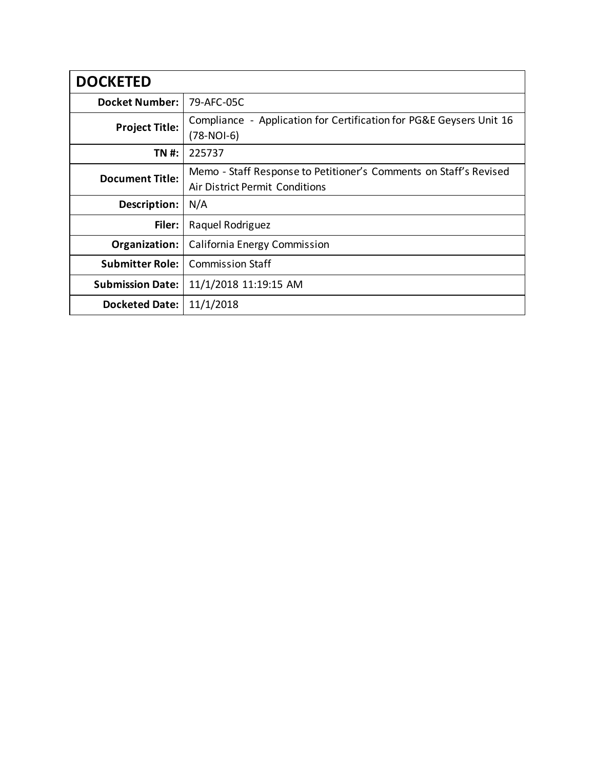| DOCKETED | |
|---|---|
| **Docket Number:** | 79-AFC-05C |
| **Project Title:** | Compliance - Application for Certification for PG&E Geysers Unit 16 (78-NOI-6) |
| **TN #:** | 225737 |
| **Document Title:** | Memo - Staff Response to Petitioner's Comments on Staff's Revised Air District Permit Conditions |
| **Description:** | N/A |
| **Filer:** | Raquel Rodriguez |
| **Organization:** | California Energy Commission |
| **Submitter Role:** | Commission Staff |
| **Submission Date:** | 11/1/2018 11:19:15 AM |
| **Docketed Date:** | 11/1/2018 |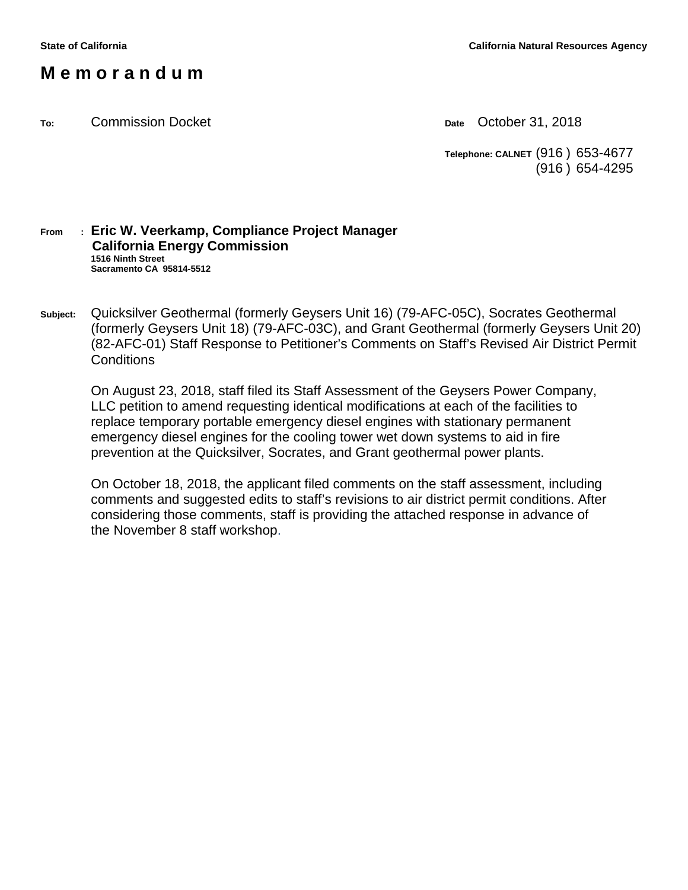State of California | California Natural Resources Agency

# M e m o r a n d u m

**To:** Commission Docket

**Date** October 31, 2018

**Telephone: CALNET** (916 ) 653-4677
(916 ) 654-4295

**From :** **Eric W. Veerkamp, Compliance Project Manager**
**California Energy Commission**
**1516 Ninth Street**
**Sacramento CA 95814-5512**

**Subject:** Quicksilver Geothermal (formerly Geysers Unit 16) (79-AFC-05C), Socrates Geothermal (formerly Geysers Unit 18) (79-AFC-03C), and Grant Geothermal (formerly Geysers Unit 20) (82-AFC-01) Staff Response to Petitioner's Comments on Staff's Revised Air District Permit Conditions

On August 23, 2018, staff filed its Staff Assessment of the Geysers Power Company, LLC petition to amend requesting identical modifications at each of the facilities to replace temporary portable emergency diesel engines with stationary permanent emergency diesel engines for the cooling tower wet down systems to aid in fire prevention at the Quicksilver, Socrates, and Grant geothermal power plants.

On October 18, 2018, the applicant filed comments on the staff assessment, including comments and suggested edits to staff's revisions to air district permit conditions. After considering those comments, staff is providing the attached response in advance of the November 8 staff workshop.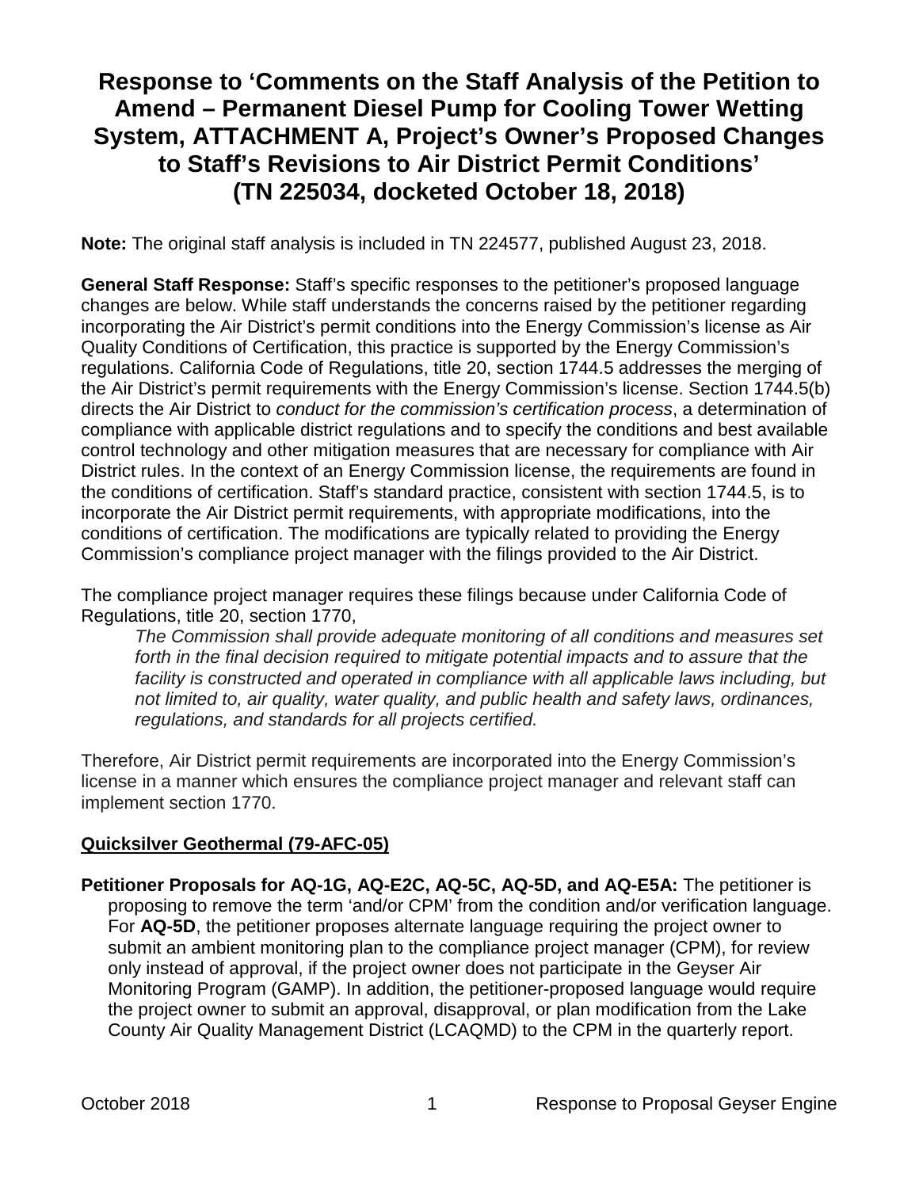# Response to 'Comments on the Staff Analysis of the Petition to Amend – Permanent Diesel Pump for Cooling Tower Wetting System, ATTACHMENT A, Project's Owner's Proposed Changes to Staff's Revisions to Air District Permit Conditions' (TN 225034, docketed October 18, 2018)

**Note:** The original staff analysis is included in TN 224577, published August 23, 2018.

**General Staff Response:** Staff's specific responses to the petitioner's proposed language changes are below. While staff understands the concerns raised by the petitioner regarding incorporating the Air District's permit conditions into the Energy Commission's license as Air Quality Conditions of Certification, this practice is supported by the Energy Commission's regulations. California Code of Regulations, title 20, section 1744.5 addresses the merging of the Air District's permit requirements with the Energy Commission's license. Section 1744.5(b) directs the Air District to *conduct for the commission's certification process*, a determination of compliance with applicable district regulations and to specify the conditions and best available control technology and other mitigation measures that are necessary for compliance with Air District rules. In the context of an Energy Commission license, the requirements are found in the conditions of certification. Staff's standard practice, consistent with section 1744.5, is to incorporate the Air District permit requirements, with appropriate modifications, into the conditions of certification. The modifications are typically related to providing the Energy Commission's compliance project manager with the filings provided to the Air District.

The compliance project manager requires these filings because under California Code of Regulations, title 20, section 1770,

> *The Commission shall provide adequate monitoring of all conditions and measures set forth in the final decision required to mitigate potential impacts and to assure that the facility is constructed and operated in compliance with all applicable laws including, but not limited to, air quality, water quality, and public health and safety laws, ordinances, regulations, and standards for all projects certified.*

Therefore, Air District permit requirements are incorporated into the Energy Commission's license in a manner which ensures the compliance project manager and relevant staff can implement section 1770.

## Quicksilver Geothermal (79-AFC-05)

**Petitioner Proposals for AQ-1G, AQ-E2C, AQ-5C, AQ-5D, and AQ-E5A:** The petitioner is proposing to remove the term 'and/or CPM' from the condition and/or verification language. For **AQ-5D**, the petitioner proposes alternate language requiring the project owner to submit an ambient monitoring plan to the compliance project manager (CPM), for review only instead of approval, if the project owner does not participate in the Geyser Air Monitoring Program (GAMP). In addition, the petitioner-proposed language would require the project owner to submit an approval, disapproval, or plan modification from the Lake County Air Quality Management District (LCAQMD) to the CPM in the quarterly report.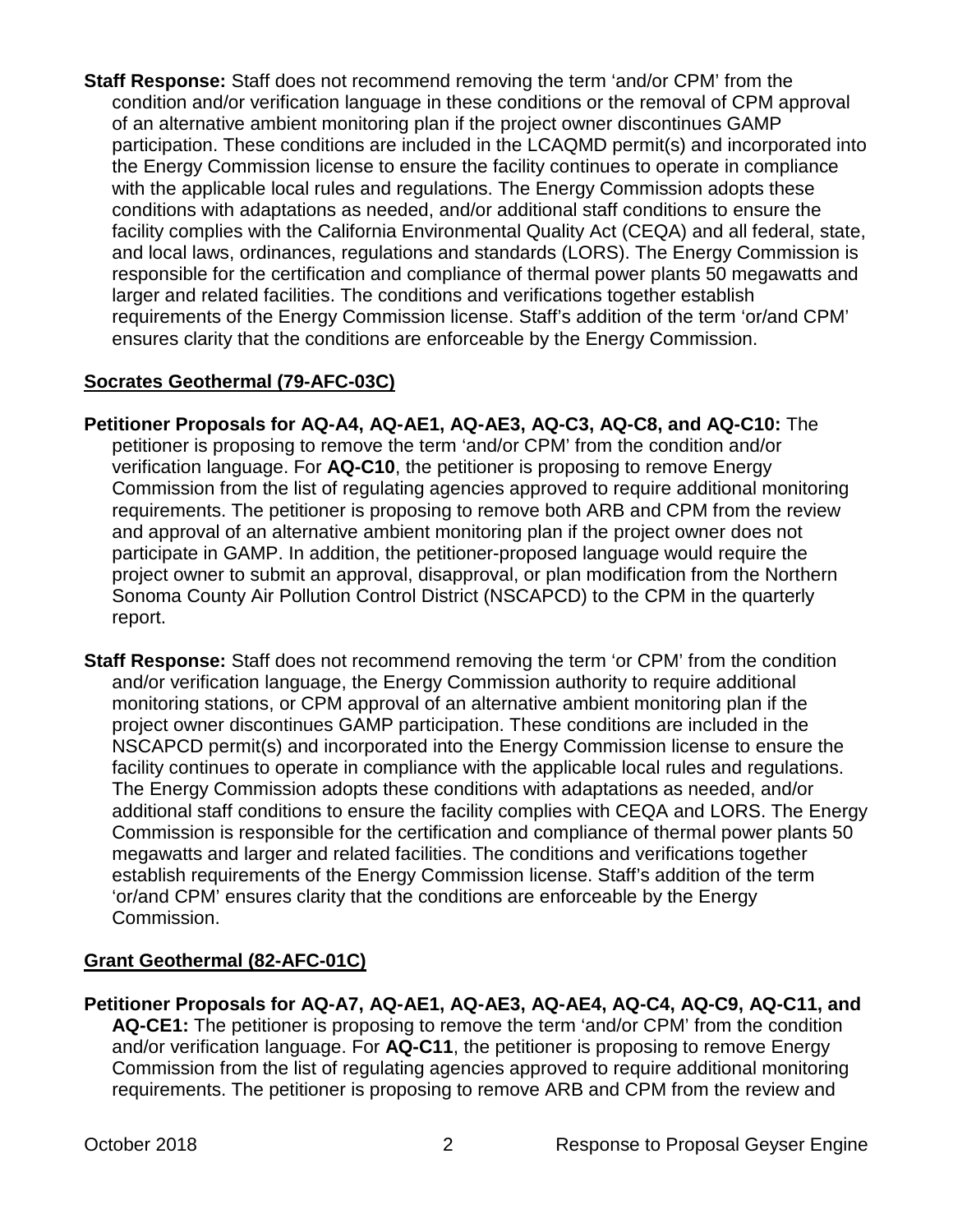**Staff Response:** Staff does not recommend removing the term 'and/or CPM' from the condition and/or verification language in these conditions or the removal of CPM approval of an alternative ambient monitoring plan if the project owner discontinues GAMP participation. These conditions are included in the LCAQMD permit(s) and incorporated into the Energy Commission license to ensure the facility continues to operate in compliance with the applicable local rules and regulations. The Energy Commission adopts these conditions with adaptations as needed, and/or additional staff conditions to ensure the facility complies with the California Environmental Quality Act (CEQA) and all federal, state, and local laws, ordinances, regulations and standards (LORS). The Energy Commission is responsible for the certification and compliance of thermal power plants 50 megawatts and larger and related facilities. The conditions and verifications together establish requirements of the Energy Commission license. Staff's addition of the term 'or/and CPM' ensures clarity that the conditions are enforceable by the Energy Commission.

## Socrates Geothermal (79-AFC-03C)

**Petitioner Proposals for AQ-A4, AQ-AE1, AQ-AE3, AQ-C3, AQ-C8, and AQ-C10:** The petitioner is proposing to remove the term 'and/or CPM' from the condition and/or verification language. For **AQ-C10**, the petitioner is proposing to remove Energy Commission from the list of regulating agencies approved to require additional monitoring requirements. The petitioner is proposing to remove both ARB and CPM from the review and approval of an alternative ambient monitoring plan if the project owner does not participate in GAMP. In addition, the petitioner-proposed language would require the project owner to submit an approval, disapproval, or plan modification from the Northern Sonoma County Air Pollution Control District (NSCAPCD) to the CPM in the quarterly report.

**Staff Response:** Staff does not recommend removing the term 'or CPM' from the condition and/or verification language, the Energy Commission authority to require additional monitoring stations, or CPM approval of an alternative ambient monitoring plan if the project owner discontinues GAMP participation. These conditions are included in the NSCAPCD permit(s) and incorporated into the Energy Commission license to ensure the facility continues to operate in compliance with the applicable local rules and regulations. The Energy Commission adopts these conditions with adaptations as needed, and/or additional staff conditions to ensure the facility complies with CEQA and LORS. The Energy Commission is responsible for the certification and compliance of thermal power plants 50 megawatts and larger and related facilities. The conditions and verifications together establish requirements of the Energy Commission license. Staff's addition of the term 'or/and CPM' ensures clarity that the conditions are enforceable by the Energy Commission.

## Grant Geothermal (82-AFC-01C)

**Petitioner Proposals for AQ-A7, AQ-AE1, AQ-AE3, AQ-AE4, AQ-C4, AQ-C9, AQ-C11, and AQ-CE1:** The petitioner is proposing to remove the term 'and/or CPM' from the condition and/or verification language. For **AQ-C11**, the petitioner is proposing to remove Energy Commission from the list of regulating agencies approved to require additional monitoring requirements. The petitioner is proposing to remove ARB and CPM from the review and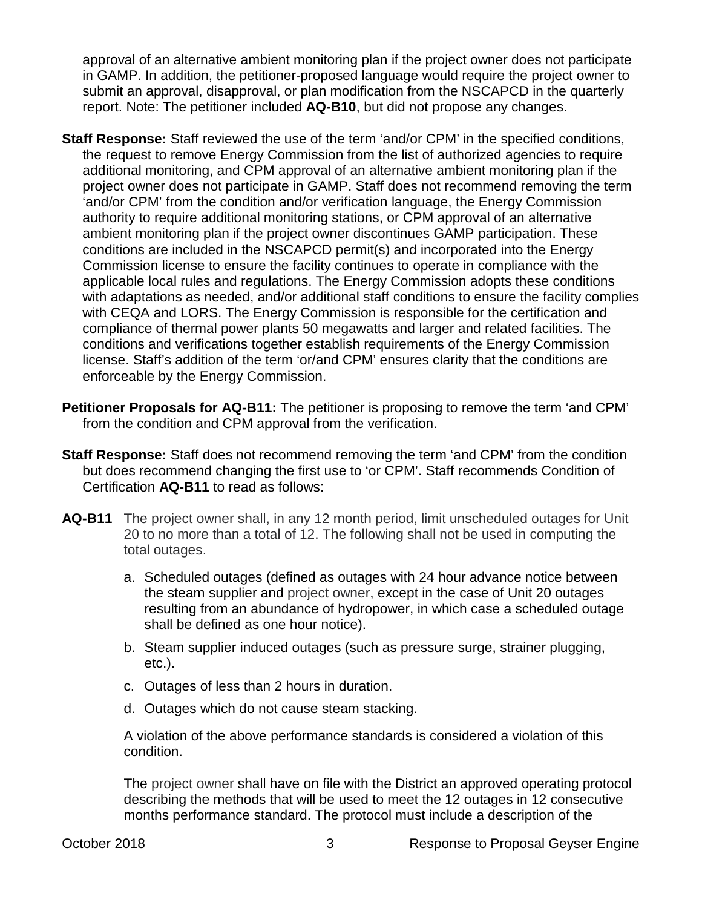approval of an alternative ambient monitoring plan if the project owner does not participate in GAMP. In addition, the petitioner-proposed language would require the project owner to submit an approval, disapproval, or plan modification from the NSCAPCD in the quarterly report. Note: The petitioner included **AQ-B10**, but did not propose any changes.

**Staff Response:** Staff reviewed the use of the term 'and/or CPM' in the specified conditions, the request to remove Energy Commission from the list of authorized agencies to require additional monitoring, and CPM approval of an alternative ambient monitoring plan if the project owner does not participate in GAMP. Staff does not recommend removing the term 'and/or CPM' from the condition and/or verification language, the Energy Commission authority to require additional monitoring stations, or CPM approval of an alternative ambient monitoring plan if the project owner discontinues GAMP participation. These conditions are included in the NSCAPCD permit(s) and incorporated into the Energy Commission license to ensure the facility continues to operate in compliance with the applicable local rules and regulations. The Energy Commission adopts these conditions with adaptations as needed, and/or additional staff conditions to ensure the facility complies with CEQA and LORS. The Energy Commission is responsible for the certification and compliance of thermal power plants 50 megawatts and larger and related facilities. The conditions and verifications together establish requirements of the Energy Commission license. Staff's addition of the term 'or/and CPM' ensures clarity that the conditions are enforceable by the Energy Commission.

**Petitioner Proposals for AQ-B11:** The petitioner is proposing to remove the term 'and CPM' from the condition and CPM approval from the verification.

**Staff Response:** Staff does not recommend removing the term 'and CPM' from the condition but does recommend changing the first use to 'or CPM'. Staff recommends Condition of Certification **AQ-B11** to read as follows:

**AQ-B11** The project owner shall, in any 12 month period, limit unscheduled outages for Unit 20 to no more than a total of 12. The following shall not be used in computing the total outages.

a. Scheduled outages (defined as outages with 24 hour advance notice between the steam supplier and project owner, except in the case of Unit 20 outages resulting from an abundance of hydropower, in which case a scheduled outage shall be defined as one hour notice).

b. Steam supplier induced outages (such as pressure surge, strainer plugging, etc.).

c. Outages of less than 2 hours in duration.

d. Outages which do not cause steam stacking.

A violation of the above performance standards is considered a violation of this condition.

The project owner shall have on file with the District an approved operating protocol describing the methods that will be used to meet the 12 outages in 12 consecutive months performance standard. The protocol must include a description of the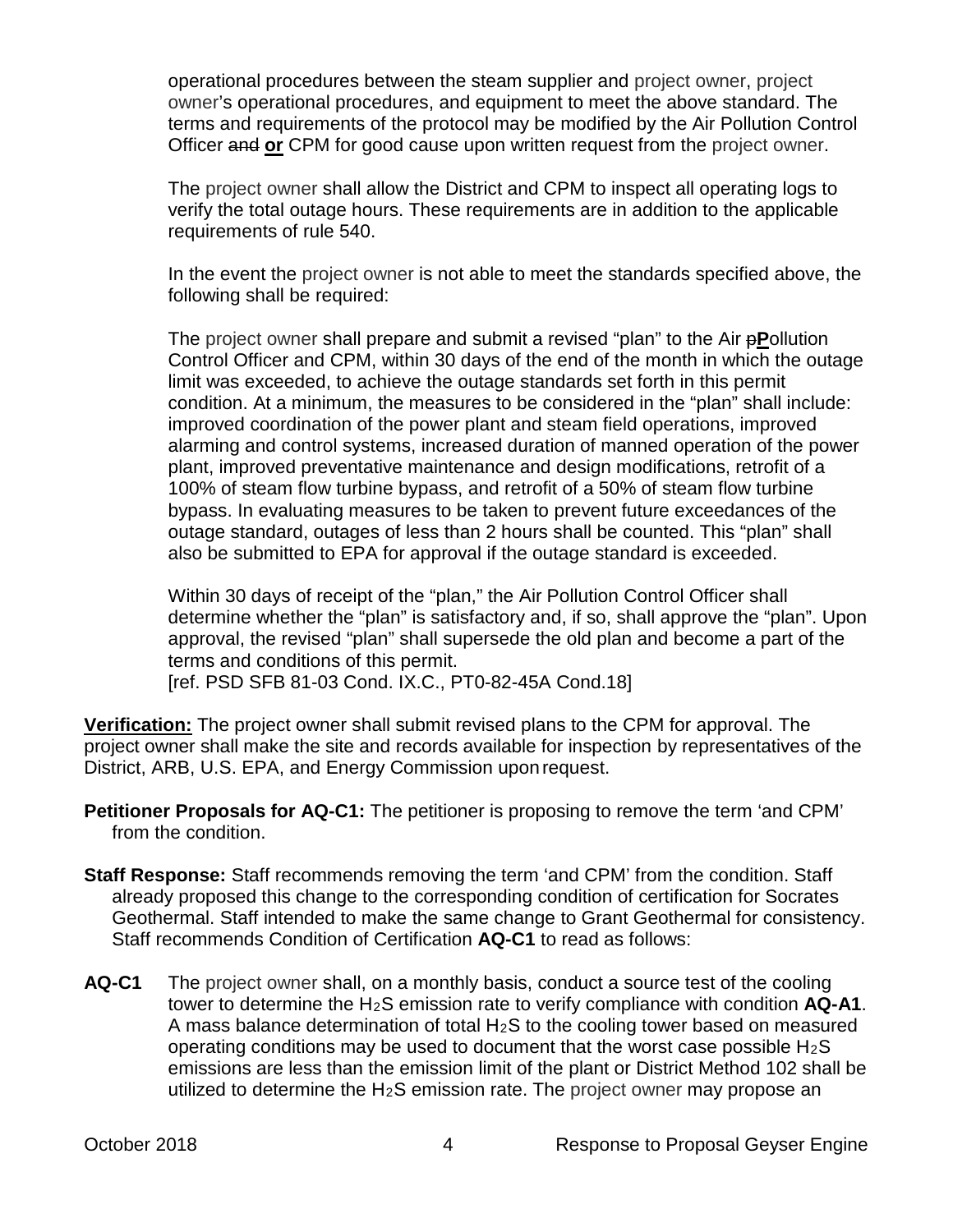operational procedures between the steam supplier and project owner, project owner's operational procedures, and equipment to meet the above standard. The terms and requirements of the protocol may be modified by the Air Pollution Control Officer ~~and~~ **or** CPM for good cause upon written request from the project owner.

The project owner shall allow the District and CPM to inspect all operating logs to verify the total outage hours. These requirements are in addition to the applicable requirements of rule 540.

In the event the project owner is not able to meet the standards specified above, the following shall be required:

The project owner shall prepare and submit a revised "plan" to the Air ~~p~~**P**ollution Control Officer and CPM, within 30 days of the end of the month in which the outage limit was exceeded, to achieve the outage standards set forth in this permit condition. At a minimum, the measures to be considered in the "plan" shall include: improved coordination of the power plant and steam field operations, improved alarming and control systems, increased duration of manned operation of the power plant, improved preventative maintenance and design modifications, retrofit of a 100% of steam flow turbine bypass, and retrofit of a 50% of steam flow turbine bypass. In evaluating measures to be taken to prevent future exceedances of the outage standard, outages of less than 2 hours shall be counted. This "plan" shall also be submitted to EPA for approval if the outage standard is exceeded.

Within 30 days of receipt of the "plan," the Air Pollution Control Officer shall determine whether the "plan" is satisfactory and, if so, shall approve the "plan". Upon approval, the revised "plan" shall supersede the old plan and become a part of the terms and conditions of this permit.
[ref. PSD SFB 81-03 Cond. IX.C., PT0-82-45A Cond.18]

**Verification:** The project owner shall submit revised plans to the CPM for approval. The project owner shall make the site and records available for inspection by representatives of the District, ARB, U.S. EPA, and Energy Commission upon request.

**Petitioner Proposals for AQ-C1:** The petitioner is proposing to remove the term 'and CPM' from the condition.

**Staff Response:** Staff recommends removing the term 'and CPM' from the condition. Staff already proposed this change to the corresponding condition of certification for Socrates Geothermal. Staff intended to make the same change to Grant Geothermal for consistency. Staff recommends Condition of Certification **AQ-C1** to read as follows:

**AQ-C1** The project owner shall, on a monthly basis, conduct a source test of the cooling tower to determine the $H_2S$ emission rate to verify compliance with condition **AQ-A1**. A mass balance determination of total $H_2S$ to the cooling tower based on measured operating conditions may be used to document that the worst case possible $H_2S$ emissions are less than the emission limit of the plant or District Method 102 shall be utilized to determine the $H_2S$ emission rate. The project owner may propose an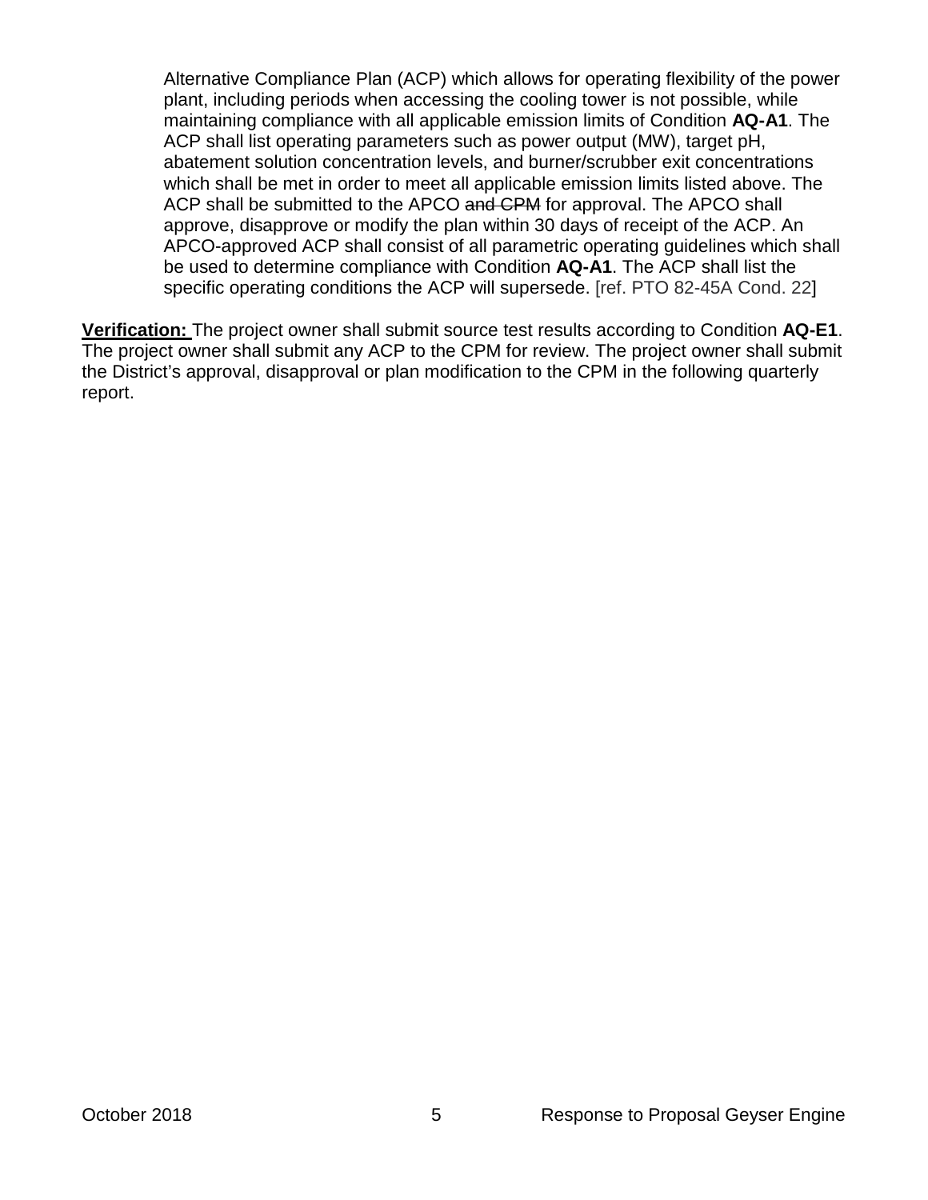Alternative Compliance Plan (ACP) which allows for operating flexibility of the power plant, including periods when accessing the cooling tower is not possible, while maintaining compliance with all applicable emission limits of Condition **AQ-A1**. The ACP shall list operating parameters such as power output (MW), target pH, abatement solution concentration levels, and burner/scrubber exit concentrations which shall be met in order to meet all applicable emission limits listed above. The ACP shall be submitted to the APCO ~~and CPM~~ for approval. The APCO shall approve, disapprove or modify the plan within 30 days of receipt of the ACP. An APCO-approved ACP shall consist of all parametric operating guidelines which shall be used to determine compliance with Condition **AQ-A1**. The ACP shall list the specific operating conditions the ACP will supersede. [ref. PTO 82-45A Cond. 22]

**Verification:** The project owner shall submit source test results according to Condition **AQ-E1**. The project owner shall submit any ACP to the CPM for review. The project owner shall submit the District's approval, disapproval or plan modification to the CPM in the following quarterly report.